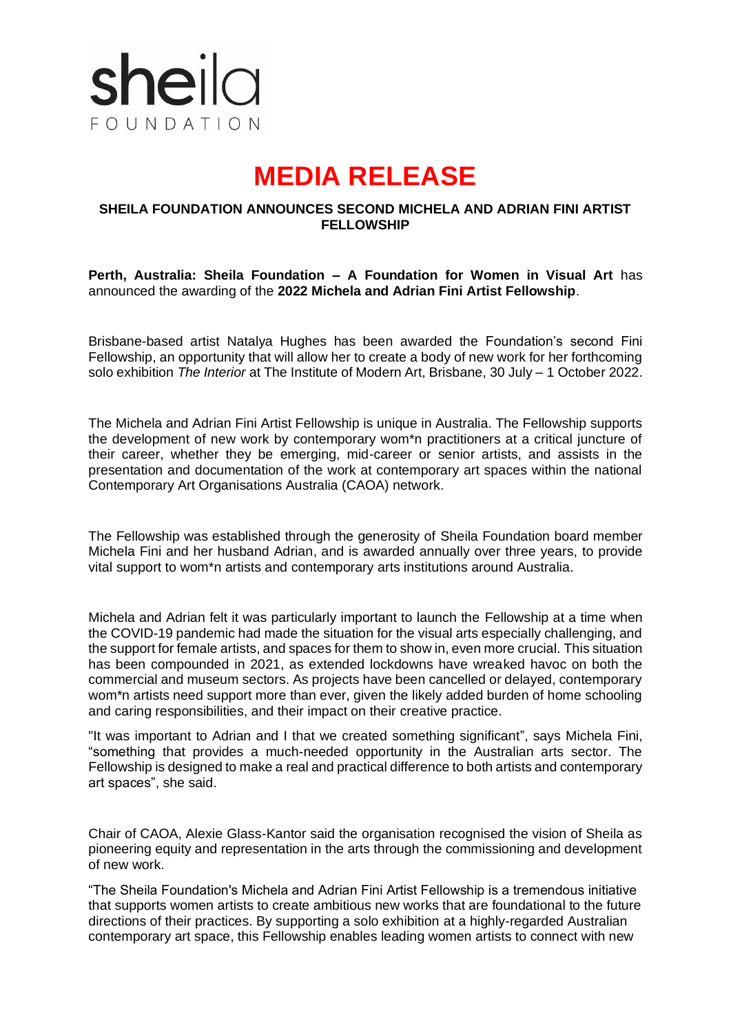sheila
FOUNDATION

# MEDIA RELEASE

## SHEILA FOUNDATION ANNOUNCES SECOND MICHELA AND ADRIAN FINI ARTIST FELLOWSHIP

**Perth, Australia: Sheila Foundation – A Foundation for Women in Visual Art** has announced the awarding of the **2022 Michela and Adrian Fini Artist Fellowship**.

Brisbane-based artist Natalya Hughes has been awarded the Foundation's second Fini Fellowship, an opportunity that will allow her to create a body of new work for her forthcoming solo exhibition *The Interior* at The Institute of Modern Art, Brisbane, 30 July – 1 October 2022.

The Michela and Adrian Fini Artist Fellowship is unique in Australia. The Fellowship supports the development of new work by contemporary wom*n practitioners at a critical juncture of their career, whether they be emerging, mid-career or senior artists, and assists in the presentation and documentation of the work at contemporary art spaces within the national Contemporary Art Organisations Australia (CAOA) network.

The Fellowship was established through the generosity of Sheila Foundation board member Michela Fini and her husband Adrian, and is awarded annually over three years, to provide vital support to wom*n artists and contemporary arts institutions around Australia.

Michela and Adrian felt it was particularly important to launch the Fellowship at a time when the COVID-19 pandemic had made the situation for the visual arts especially challenging, and the support for female artists, and spaces for them to show in, even more crucial. This situation has been compounded in 2021, as extended lockdowns have wreaked havoc on both the commercial and museum sectors. As projects have been cancelled or delayed, contemporary wom*n artists need support more than ever, given the likely added burden of home schooling and caring responsibilities, and their impact on their creative practice.

"It was important to Adrian and I that we created something significant", says Michela Fini, "something that provides a much-needed opportunity in the Australian arts sector. The Fellowship is designed to make a real and practical difference to both artists and contemporary art spaces", she said.

Chair of CAOA, Alexie Glass-Kantor said the organisation recognised the vision of Sheila as pioneering equity and representation in the arts through the commissioning and development of new work.

"The Sheila Foundation's Michela and Adrian Fini Artist Fellowship is a tremendous initiative that supports women artists to create ambitious new works that are foundational to the future directions of their practices. By supporting a solo exhibition at a highly-regarded Australian contemporary art space, this Fellowship enables leading women artists to connect with new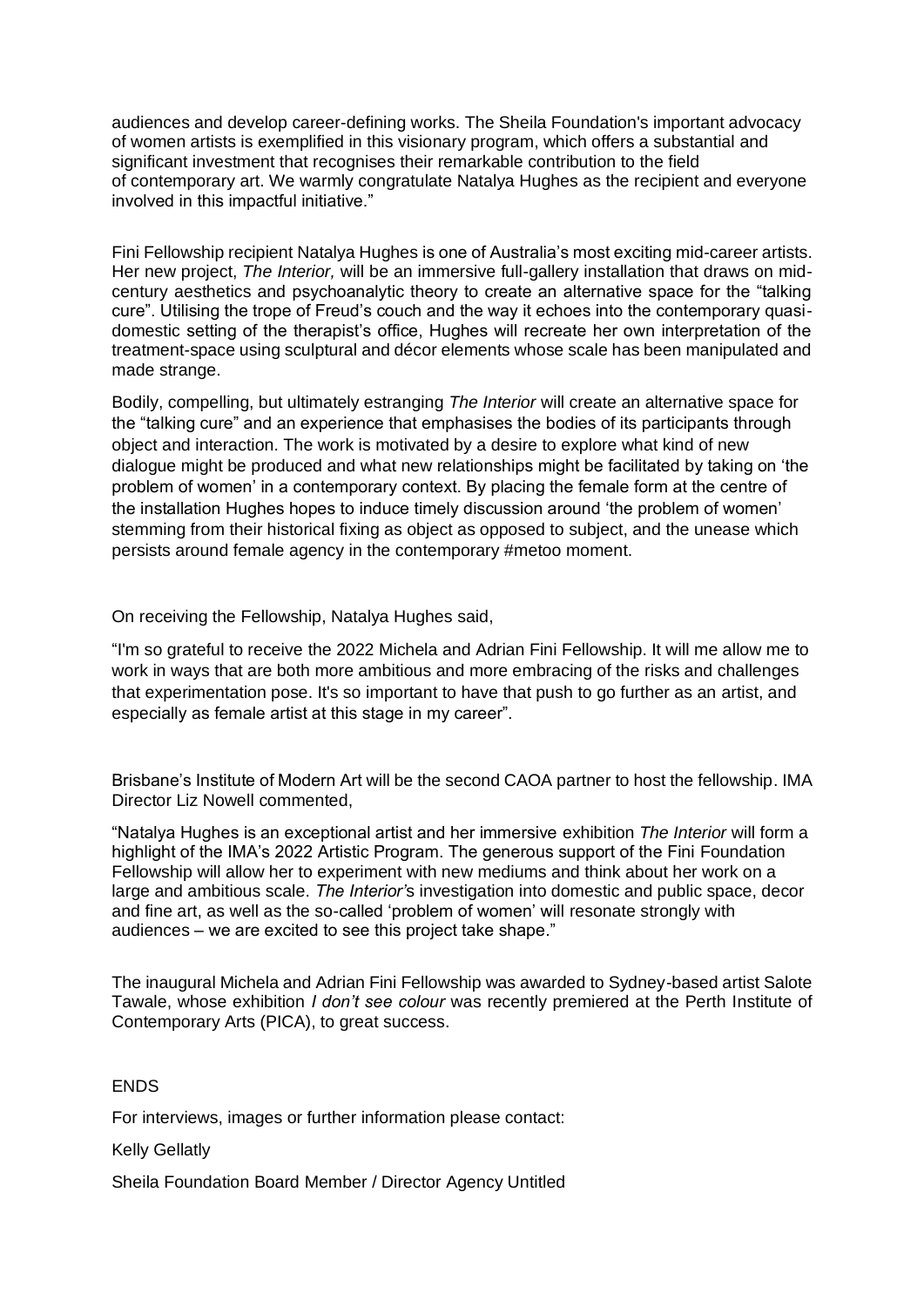audiences and develop career-defining works. The Sheila Foundation's important advocacy of women artists is exemplified in this visionary program, which offers a substantial and significant investment that recognises their remarkable contribution to the field of contemporary art. We warmly congratulate Natalya Hughes as the recipient and everyone involved in this impactful initiative."

Fini Fellowship recipient Natalya Hughes is one of Australia's most exciting mid-career artists. Her new project, *The Interior,* will be an immersive full-gallery installation that draws on mid-century aesthetics and psychoanalytic theory to create an alternative space for the "talking cure". Utilising the trope of Freud's couch and the way it echoes into the contemporary quasi-domestic setting of the therapist's office, Hughes will recreate her own interpretation of the treatment-space using sculptural and décor elements whose scale has been manipulated and made strange.

Bodily, compelling, but ultimately estranging *The Interior* will create an alternative space for the "talking cure" and an experience that emphasises the bodies of its participants through object and interaction. The work is motivated by a desire to explore what kind of new dialogue might be produced and what new relationships might be facilitated by taking on 'the problem of women' in a contemporary context. By placing the female form at the centre of the installation Hughes hopes to induce timely discussion around 'the problem of women' stemming from their historical fixing as object as opposed to subject, and the unease which persists around female agency in the contemporary #metoo moment.

On receiving the Fellowship, Natalya Hughes said,

"I'm so grateful to receive the 2022 Michela and Adrian Fini Fellowship. It will me allow me to work in ways that are both more ambitious and more embracing of the risks and challenges that experimentation pose. It's so important to have that push to go further as an artist, and especially as female artist at this stage in my career".

Brisbane's Institute of Modern Art will be the second CAOA partner to host the fellowship. IMA Director Liz Nowell commented,

"Natalya Hughes is an exceptional artist and her immersive exhibition *The Interior* will form a highlight of the IMA's 2022 Artistic Program. The generous support of the Fini Foundation Fellowship will allow her to experiment with new mediums and think about her work on a large and ambitious scale. *The Interior*'s investigation into domestic and public space, decor and fine art, as well as the so-called 'problem of women' will resonate strongly with audiences – we are excited to see this project take shape."

The inaugural Michela and Adrian Fini Fellowship was awarded to Sydney-based artist Salote Tawale, whose exhibition *I don't see colour* was recently premiered at the Perth Institute of Contemporary Arts (PICA), to great success.

ENDS

For interviews, images or further information please contact:

Kelly Gellatly

Sheila Foundation Board Member / Director Agency Untitled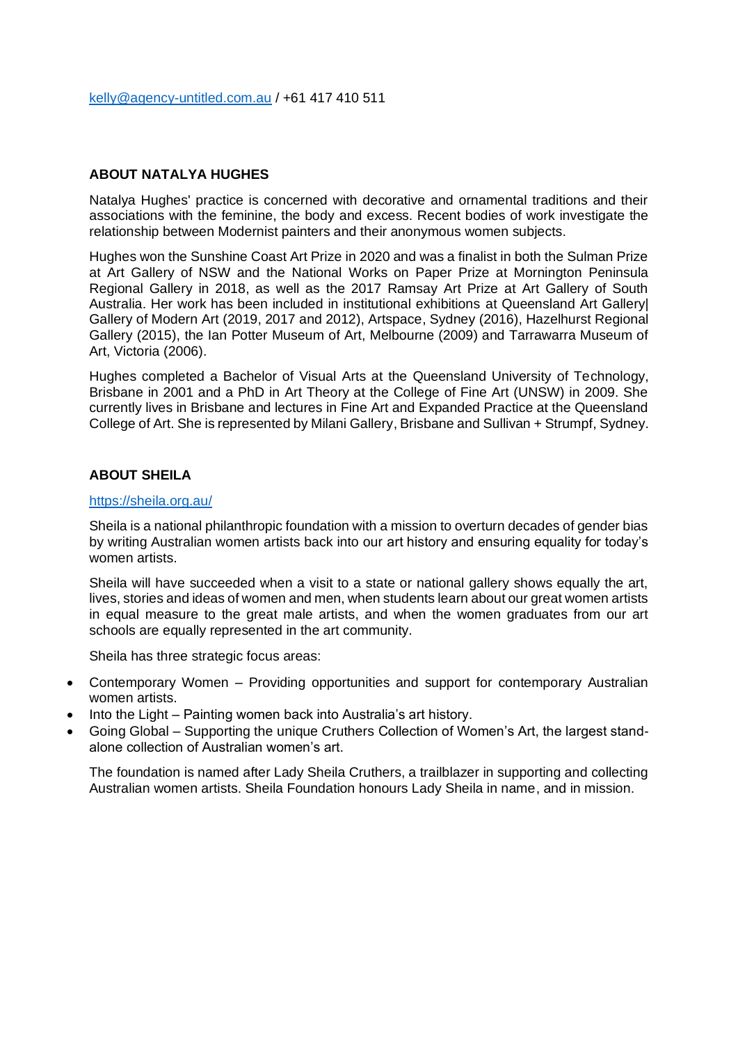kelly@agency-untitled.com.au / +61 417 410 511

**ABOUT NATALYA HUGHES**

Natalya Hughes' practice is concerned with decorative and ornamental traditions and their associations with the feminine, the body and excess. Recent bodies of work investigate the relationship between Modernist painters and their anonymous women subjects.

Hughes won the Sunshine Coast Art Prize in 2020 and was a finalist in both the Sulman Prize at Art Gallery of NSW and the National Works on Paper Prize at Mornington Peninsula Regional Gallery in 2018, as well as the 2017 Ramsay Art Prize at Art Gallery of South Australia. Her work has been included in institutional exhibitions at Queensland Art Gallery| Gallery of Modern Art (2019, 2017 and 2012), Artspace, Sydney (2016), Hazelhurst Regional Gallery (2015), the Ian Potter Museum of Art, Melbourne (2009) and Tarrawarra Museum of Art, Victoria (2006).

Hughes completed a Bachelor of Visual Arts at the Queensland University of Technology, Brisbane in 2001 and a PhD in Art Theory at the College of Fine Art (UNSW) in 2009. She currently lives in Brisbane and lectures in Fine Art and Expanded Practice at the Queensland College of Art. She is represented by Milani Gallery, Brisbane and Sullivan + Strumpf, Sydney.

**ABOUT SHEILA**

https://sheila.org.au/

Sheila is a national philanthropic foundation with a mission to overturn decades of gender bias by writing Australian women artists back into our art history and ensuring equality for today's women artists.

Sheila will have succeeded when a visit to a state or national gallery shows equally the art, lives, stories and ideas of women and men, when students learn about our great women artists in equal measure to the great male artists, and when the women graduates from our art schools are equally represented in the art community.

Sheila has three strategic focus areas:

- Contemporary Women – Providing opportunities and support for contemporary Australian women artists.
- Into the Light – Painting women back into Australia's art history.
- Going Global – Supporting the unique Cruthers Collection of Women's Art, the largest stand-alone collection of Australian women's art.

The foundation is named after Lady Sheila Cruthers, a trailblazer in supporting and collecting Australian women artists. Sheila Foundation honours Lady Sheila in name, and in mission.